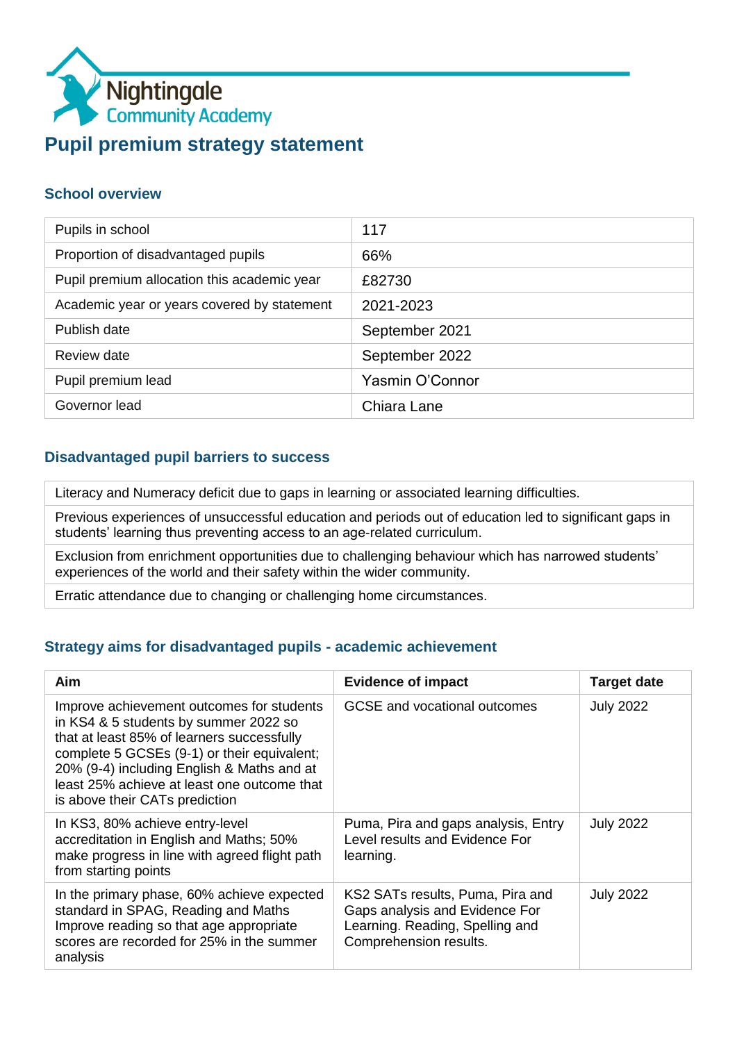Nightingale
Community Academy

# Pupil premium strategy statement

## School overview

| | |
|---|---|
| Pupils in school | 117 |
| Proportion of disadvantaged pupils | 66% |
| Pupil premium allocation this academic year | £82730 |
| Academic year or years covered by statement | 2021-2023 |
| Publish date | September 2021 |
| Review date | September 2022 |
| Pupil premium lead | Yasmin O'Connor |
| Governor lead | Chiara Lane |

## Disadvantaged pupil barriers to success

| |
|---|
| Literacy and Numeracy deficit due to gaps in learning or associated learning difficulties. |
| Previous experiences of unsuccessful education and periods out of education led to significant gaps in students' learning thus preventing access to an age-related curriculum. |
| Exclusion from enrichment opportunities due to challenging behaviour which has narrowed students' experiences of the world and their safety within the wider community. |
| Erratic attendance due to changing or challenging home circumstances. |

## Strategy aims for disadvantaged pupils - academic achievement

| Aim | Evidence of impact | Target date |
|---|---|---|
| Improve achievement outcomes for students in KS4 & 5 students by summer 2022 so that at least 85% of learners successfully complete 5 GCSEs (9-1) or their equivalent; 20% (9-4) including English & Maths and at least 25% achieve at least one outcome that is above their CATs prediction | GCSE and vocational outcomes | July 2022 |
| In KS3, 80% achieve entry-level accreditation in English and Maths; 50% make progress in line with agreed flight path from starting points | Puma, Pira and gaps analysis, Entry Level results and Evidence For learning. | July 2022 |
| In the primary phase, 60% achieve expected standard in SPAG, Reading and Maths Improve reading so that age appropriate scores are recorded for 25% in the summer analysis | KS2 SATs results, Puma, Pira and Gaps analysis and Evidence For Learning. Reading, Spelling and Comprehension results. | July 2022 |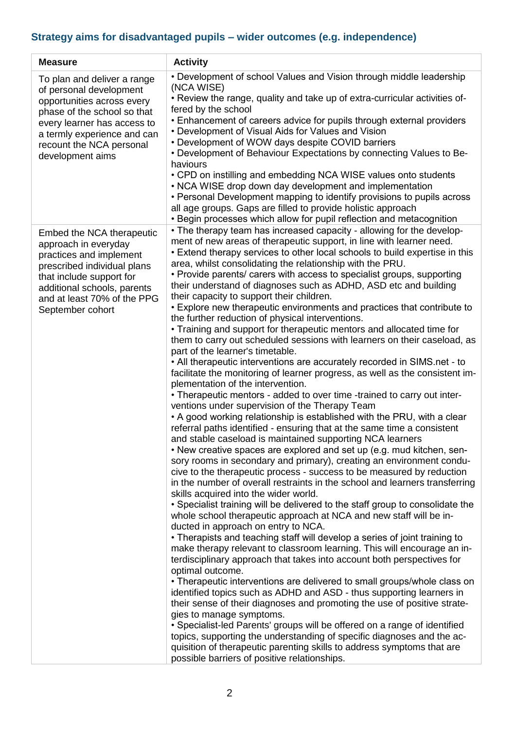### Strategy aims for disadvantaged pupils – wider outcomes (e.g. independence)

| Measure | Activity |
|---|---|
| To plan and deliver a range of personal development opportunities across every phase of the school so that every learner has access to a termly experience and can recount the NCA personal development aims | • Development of school Values and Vision through middle leadership (NCA WISE)<br>• Review the range, quality and take up of extra-curricular activities offered by the school<br>• Enhancement of careers advice for pupils through external providers<br>• Development of Visual Aids for Values and Vision<br>• Development of WOW days despite COVID barriers<br>• Development of Behaviour Expectations by connecting Values to Behaviours<br>• CPD on instilling and embedding NCA WISE values onto students<br>• NCA WISE drop down day development and implementation<br>• Personal Development mapping to identify provisions to pupils across all age groups. Gaps are filled to provide holistic approach<br>• Begin processes which allow for pupil reflection and metacognition |
| Embed the NCA therapeutic approach in everyday practices and implement prescribed individual plans that include support for additional schools, parents and at least 70% of the PPG September cohort | • The therapy team has increased capacity - allowing for the development of new areas of therapeutic support, in line with learner need.<br>• Extend therapy services to other local schools to build expertise in this area, whilst consolidating the relationship with the PRU.<br>• Provide parents/ carers with access to specialist groups, supporting their understand of diagnoses such as ADHD, ASD etc and building their capacity to support their children.<br>• Explore new therapeutic environments and practices that contribute to the further reduction of physical interventions.<br>• Training and support for therapeutic mentors and allocated time for them to carry out scheduled sessions with learners on their caseload, as part of the learner's timetable.<br>• All therapeutic interventions are accurately recorded in SIMS.net - to facilitate the monitoring of learner progress, as well as the consistent implementation of the intervention.<br>• Therapeutic mentors - added to over time -trained to carry out interventions under supervision of the Therapy Team<br>• A good working relationship is established with the PRU, with a clear referral paths identified - ensuring that at the same time a consistent and stable caseload is maintained supporting NCA learners<br>• New creative spaces are explored and set up (e.g. mud kitchen, sensory rooms in secondary and primary), creating an environment conducive to the therapeutic process - success to be measured by reduction in the number of overall restraints in the school and learners transferring skills acquired into the wider world.<br>• Specialist training will be delivered to the staff group to consolidate the whole school therapeutic approach at NCA and new staff will be inducted in approach on entry to NCA.<br>• Therapists and teaching staff will develop a series of joint training to make therapy relevant to classroom learning. This will encourage an interdisciplinary approach that takes into account both perspectives for optimal outcome.<br>• Therapeutic interventions are delivered to small groups/whole class on identified topics such as ADHD and ASD - thus supporting learners in their sense of their diagnoses and promoting the use of positive strategies to manage symptoms.<br>• Specialist-led Parents' groups will be offered on a range of identified topics, supporting the understanding of specific diagnoses and the acquisition of therapeutic parenting skills to address symptoms that are possible barriers of positive relationships. |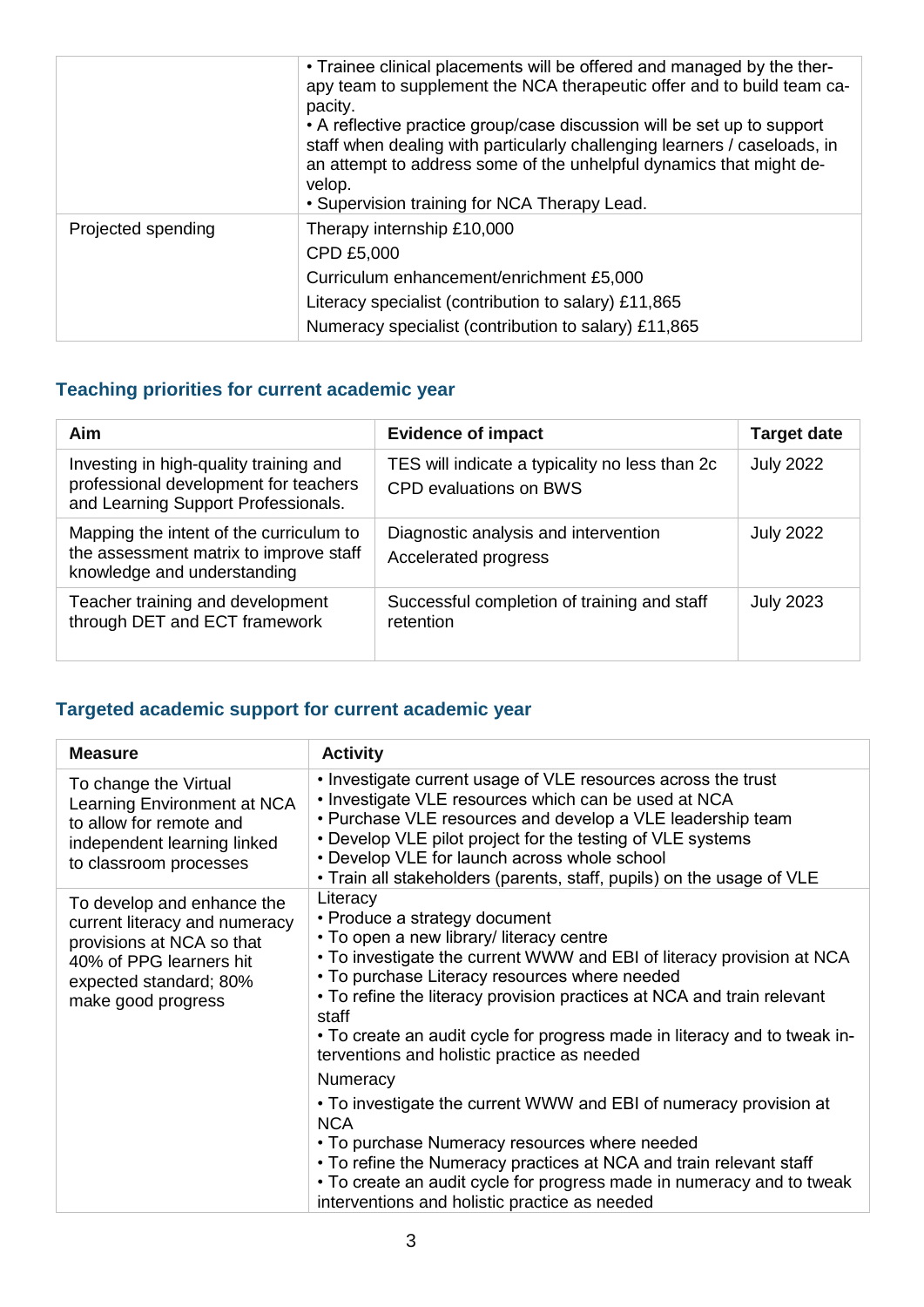| | |
|---|---|
| | • Trainee clinical placements will be offered and managed by the therapy team to supplement the NCA therapeutic offer and to build team capacity.<br>• A reflective practice group/case discussion will be set up to support staff when dealing with particularly challenging learners / caseloads, in an attempt to address some of the unhelpful dynamics that might develop.<br>• Supervision training for NCA Therapy Lead. |
| Projected spending | Therapy internship £10,000<br>CPD £5,000<br>Curriculum enhancement/enrichment £5,000<br>Literacy specialist (contribution to salary) £11,865<br>Numeracy specialist (contribution to salary) £11,865 |

## Teaching priorities for current academic year

| Aim | Evidence of impact | Target date |
|---|---|---|
| Investing in high-quality training and professional development for teachers and Learning Support Professionals. | TES will indicate a typicality no less than 2c<br>CPD evaluations on BWS | July 2022 |
| Mapping the intent of the curriculum to the assessment matrix to improve staff knowledge and understanding | Diagnostic analysis and intervention<br>Accelerated progress | July 2022 |
| Teacher training and development through DET and ECT framework | Successful completion of training and staff retention | July 2023 |

## Targeted academic support for current academic year

| Measure | Activity |
|---|---|
| To change the Virtual Learning Environment at NCA to allow for remote and independent learning linked to classroom processes | • Investigate current usage of VLE resources across the trust<br>• Investigate VLE resources which can be used at NCA<br>• Purchase VLE resources and develop a VLE leadership team<br>• Develop VLE pilot project for the testing of VLE systems<br>• Develop VLE for launch across whole school<br>• Train all stakeholders (parents, staff, pupils) on the usage of VLE |
| To develop and enhance the current literacy and numeracy provisions at NCA so that 40% of PPG learners hit expected standard; 80% make good progress | Literacy<br>• Produce a strategy document<br>• To open a new library/ literacy centre<br>• To investigate the current WWW and EBI of literacy provision at NCA<br>• To purchase Literacy resources where needed<br>• To refine the literacy provision practices at NCA and train relevant staff<br>• To create an audit cycle for progress made in literacy and to tweak interventions and holistic practice as needed<br>Numeracy<br>• To investigate the current WWW and EBI of numeracy provision at NCA<br>• To purchase Numeracy resources where needed<br>• To refine the Numeracy practices at NCA and train relevant staff<br>• To create an audit cycle for progress made in numeracy and to tweak interventions and holistic practice as needed |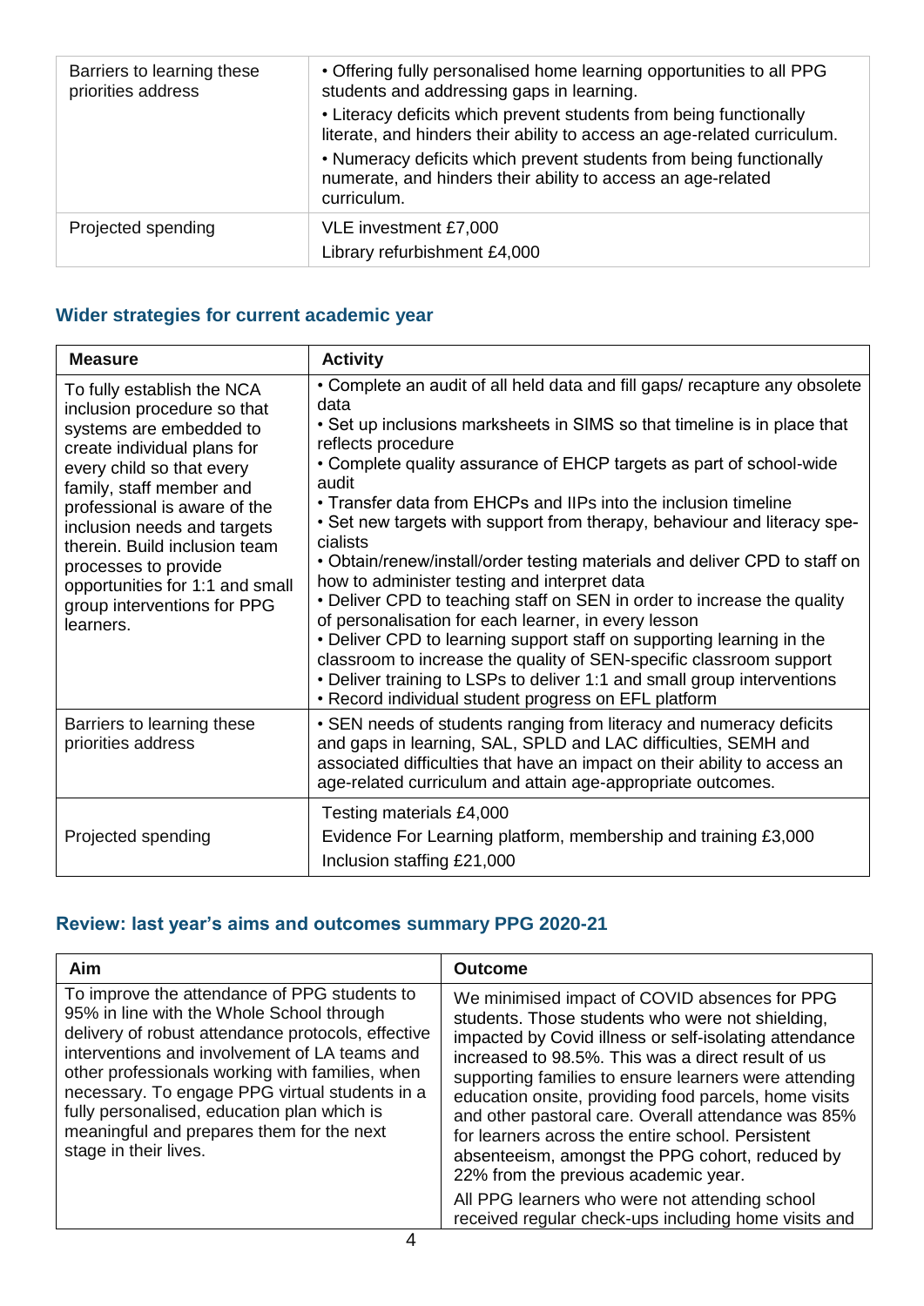| | |
|---|---|
| Barriers to learning these priorities address | • Offering fully personalised home learning opportunities to all PPG students and addressing gaps in learning.<br>• Literacy deficits which prevent students from being functionally literate, and hinders their ability to access an age-related curriculum.<br>• Numeracy deficits which prevent students from being functionally numerate, and hinders their ability to access an age-related curriculum. |
| Projected spending | VLE investment £7,000<br>Library refurbishment £4,000 |

## Wider strategies for current academic year

| Measure | Activity |
|---|---|
| To fully establish the NCA inclusion procedure so that systems are embedded to create individual plans for every child so that every family, staff member and professional is aware of the inclusion needs and targets therein. Build inclusion team processes to provide opportunities for 1:1 and small group interventions for PPG learners. | • Complete an audit of all held data and fill gaps/ recapture any obsolete data<br>• Set up inclusions marksheets in SIMS so that timeline is in place that reflects procedure<br>• Complete quality assurance of EHCP targets as part of school-wide audit<br>• Transfer data from EHCPs and IIPs into the inclusion timeline<br>• Set new targets with support from therapy, behaviour and literacy specialists<br>• Obtain/renew/install/order testing materials and deliver CPD to staff on how to administer testing and interpret data<br>• Deliver CPD to teaching staff on SEN in order to increase the quality of personalisation for each learner, in every lesson<br>• Deliver CPD to learning support staff on supporting learning in the classroom to increase the quality of SEN-specific classroom support<br>• Deliver training to LSPs to deliver 1:1 and small group interventions<br>• Record individual student progress on EFL platform |
| Barriers to learning these priorities address | • SEN needs of students ranging from literacy and numeracy deficits and gaps in learning, SAL, SPLD and LAC difficulties, SEMH and associated difficulties that have an impact on their ability to access an age-related curriculum and attain age-appropriate outcomes. |
| Projected spending | Testing materials £4,000<br>Evidence For Learning platform, membership and training £3,000<br>Inclusion staffing £21,000 |

## Review: last year's aims and outcomes summary PPG 2020-21

| Aim | Outcome |
|---|---|
| To improve the attendance of PPG students to 95% in line with the Whole School through delivery of robust attendance protocols, effective interventions and involvement of LA teams and other professionals working with families, when necessary. To engage PPG virtual students in a fully personalised, education plan which is meaningful and prepares them for the next stage in their lives. | We minimised impact of COVID absences for PPG students. Those students who were not shielding, impacted by Covid illness or self-isolating attendance increased to 98.5%. This was a direct result of us supporting families to ensure learners were attending education onsite, providing food parcels, home visits and other pastoral care. Overall attendance was 85% for learners across the entire school. Persistent absenteeism, amongst the PPG cohort, reduced by 22% from the previous academic year.<br>All PPG learners who were not attending school received regular check-ups including home visits and |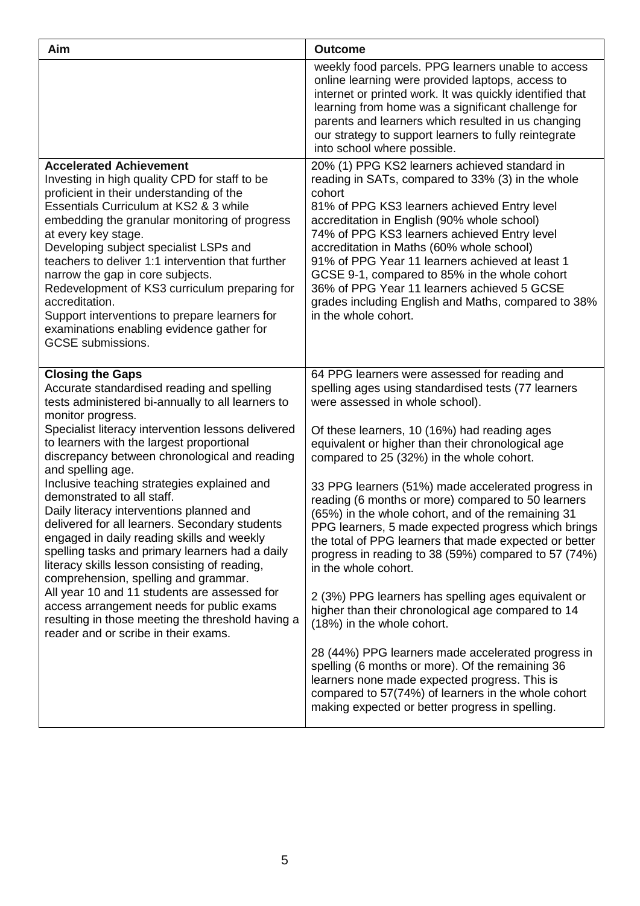| Aim | Outcome |
| --- | --- |
| | weekly food parcels. PPG learners unable to access online learning were provided laptops, access to internet or printed work. It was quickly identified that learning from home was a significant challenge for parents and learners which resulted in us changing our strategy to support learners to fully reintegrate into school where possible. |
| **Accelerated Achievement**<br>Investing in high quality CPD for staff to be proficient in their understanding of the Essentials Curriculum at KS2 & 3 while embedding the granular monitoring of progress at every key stage.<br>Developing subject specialist LSPs and teachers to deliver 1:1 intervention that further narrow the gap in core subjects.<br>Redevelopment of KS3 curriculum preparing for accreditation.<br>Support interventions to prepare learners for examinations enabling evidence gather for GCSE submissions. | 20% (1) PPG KS2 learners achieved standard in reading in SATs, compared to 33% (3) in the whole cohort<br>81% of PPG KS3 learners achieved Entry level accreditation in English (90% whole school)<br>74% of PPG KS3 learners achieved Entry level accreditation in Maths (60% whole school)<br>91% of PPG Year 11 learners achieved at least 1 GCSE 9-1, compared to 85% in the whole cohort<br>36% of PPG Year 11 learners achieved 5 GCSE grades including English and Maths, compared to 38% in the whole cohort. |
| **Closing the Gaps**<br>Accurate standardised reading and spelling tests administered bi-annually to all learners to monitor progress.<br>Specialist literacy intervention lessons delivered to learners with the largest proportional discrepancy between chronological and reading and spelling age.<br>Inclusive teaching strategies explained and demonstrated to all staff.<br>Daily literacy interventions planned and delivered for all learners. Secondary students engaged in daily reading skills and weekly spelling tasks and primary learners had a daily literacy skills lesson consisting of reading, comprehension, spelling and grammar.<br>All year 10 and 11 students are assessed for access arrangement needs for public exams resulting in those meeting the threshold having a reader and or scribe in their exams. | 64 PPG learners were assessed for reading and spelling ages using standardised tests (77 learners were assessed in whole school).<br><br>Of these learners, 10 (16%) had reading ages equivalent or higher than their chronological age compared to 25 (32%) in the whole cohort.<br><br>33 PPG learners (51%) made accelerated progress in reading (6 months or more) compared to 50 learners (65%) in the whole cohort, and of the remaining 31 PPG learners, 5 made expected progress which brings the total of PPG learners that made expected or better progress in reading to 38 (59%) compared to 57 (74%) in the whole cohort.<br><br>2 (3%) PPG learners has spelling ages equivalent or higher than their chronological age compared to 14 (18%) in the whole cohort.<br><br>28 (44%) PPG learners made accelerated progress in spelling (6 months or more). Of the remaining 36 learners none made expected progress. This is compared to 57(74%) of learners in the whole cohort making expected or better progress in spelling. |